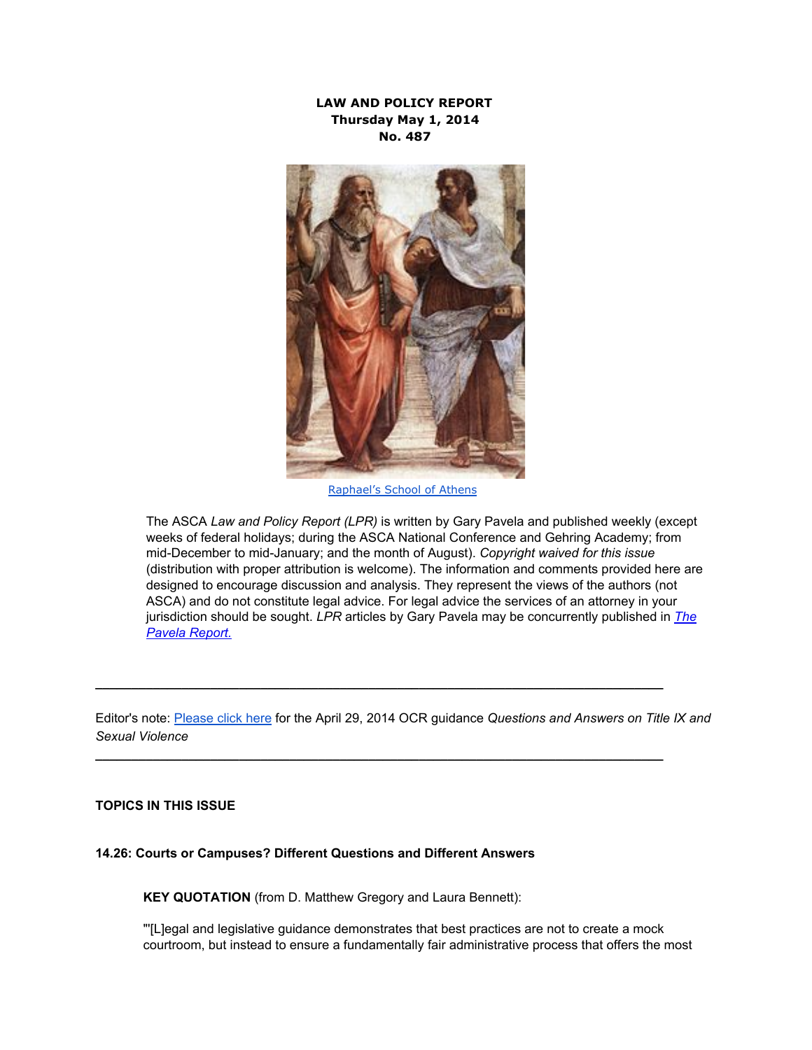**LAW AND POLICY REPORT**
**Thursday May 1, 2014**
**No. 487**

Raphael's School of Athens

The ASCA *Law and Policy Report (LPR)* is written by Gary Pavela and published weekly (except weeks of federal holidays; during the ASCA National Conference and Gehring Academy; from mid-December to mid-January; and the month of August). *Copyright waived for this issue* (distribution with proper attribution is welcome). The information and comments provided here are designed to encourage discussion and analysis. They represent the views of the authors (not ASCA) and do not constitute legal advice. For legal advice the services of an attorney in your jurisdiction should be sought. *LPR* articles by Gary Pavela may be concurrently published in *The Pavela Report.*

---

Editor's note: Please click here for the April 29, 2014 OCR guidance *Questions and Answers on Title IX and Sexual Violence*

---

**TOPICS IN THIS ISSUE**

**14.26: Courts or Campuses? Different Questions and Different Answers**

**KEY QUOTATION** (from D. Matthew Gregory and Laura Bennett):

"'[L]egal and legislative guidance demonstrates that best practices are not to create a mock courtroom, but instead to ensure a fundamentally fair administrative process that offers the most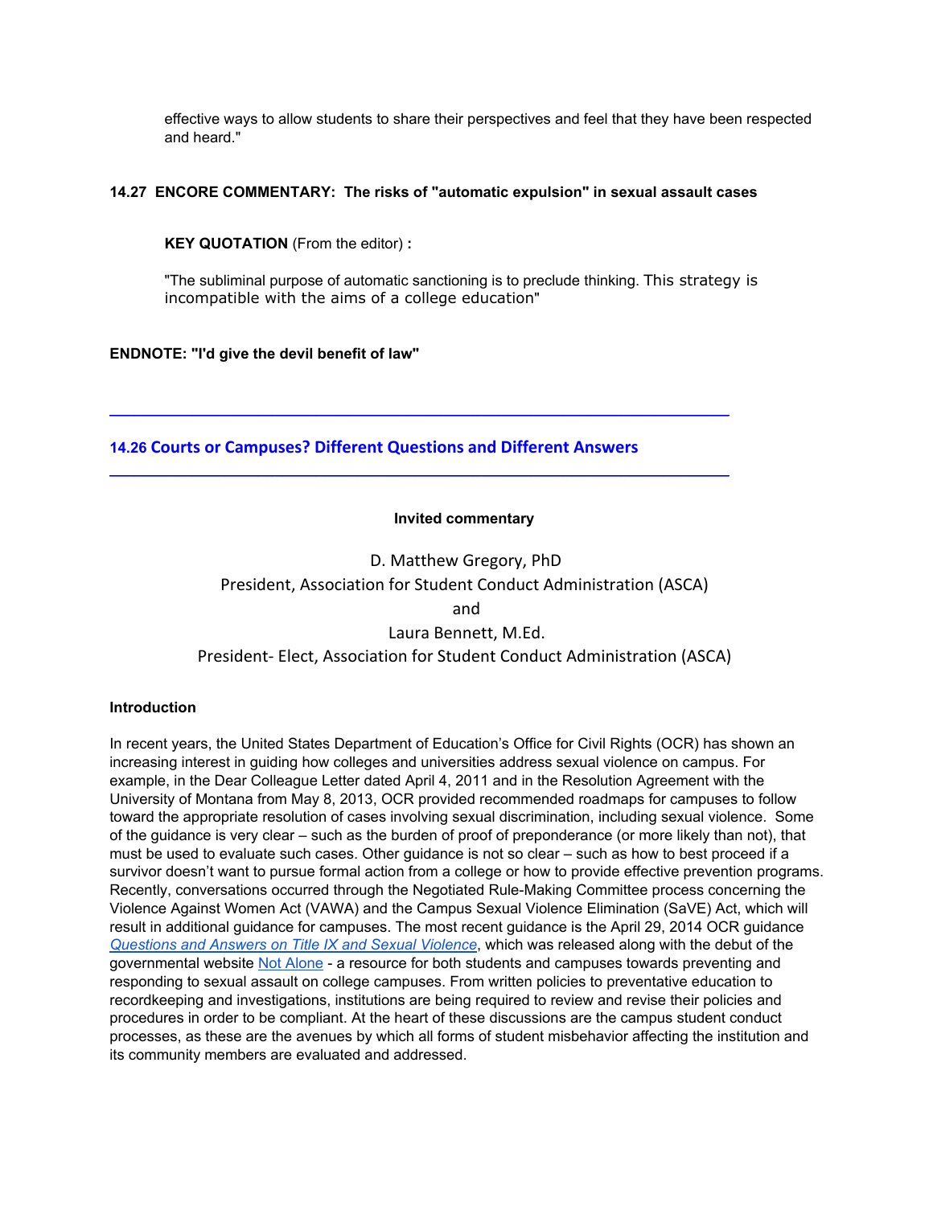effective ways to allow students to share their perspectives and feel that they have been respected and heard."

**14.27 ENCORE COMMENTARY: The risks of "automatic expulsion" in sexual assault cases**

**KEY QUOTATION** (From the editor) **:**

"The subliminal purpose of automatic sanctioning is to preclude thinking. This strategy is incompatible with the aims of a college education"

**ENDNOTE: "I'd give the devil benefit of law"**

---

## 14.26 Courts or Campuses? Different Questions and Different Answers

---

**Invited commentary**

D. Matthew Gregory, PhD
President, Association for Student Conduct Administration (ASCA)
and
Laura Bennett, M.Ed.
President- Elect, Association for Student Conduct Administration (ASCA)

### Introduction

In recent years, the United States Department of Education's Office for Civil Rights (OCR) has shown an increasing interest in guiding how colleges and universities address sexual violence on campus. For example, in the Dear Colleague Letter dated April 4, 2011 and in the Resolution Agreement with the University of Montana from May 8, 2013, OCR provided recommended roadmaps for campuses to follow toward the appropriate resolution of cases involving sexual discrimination, including sexual violence. Some of the guidance is very clear – such as the burden of proof of preponderance (or more likely than not), that must be used to evaluate such cases. Other guidance is not so clear – such as how to best proceed if a survivor doesn't want to pursue formal action from a college or how to provide effective prevention programs. Recently, conversations occurred through the Negotiated Rule-Making Committee process concerning the Violence Against Women Act (VAWA) and the Campus Sexual Violence Elimination (SaVE) Act, which will result in additional guidance for campuses. The most recent guidance is the April 29, 2014 OCR guidance *Questions and Answers on Title IX and Sexual Violence*, which was released along with the debut of the governmental website Not Alone - a resource for both students and campuses towards preventing and responding to sexual assault on college campuses. From written policies to preventative education to recordkeeping and investigations, institutions are being required to review and revise their policies and procedures in order to be compliant. At the heart of these discussions are the campus student conduct processes, as these are the avenues by which all forms of student misbehavior affecting the institution and its community members are evaluated and addressed.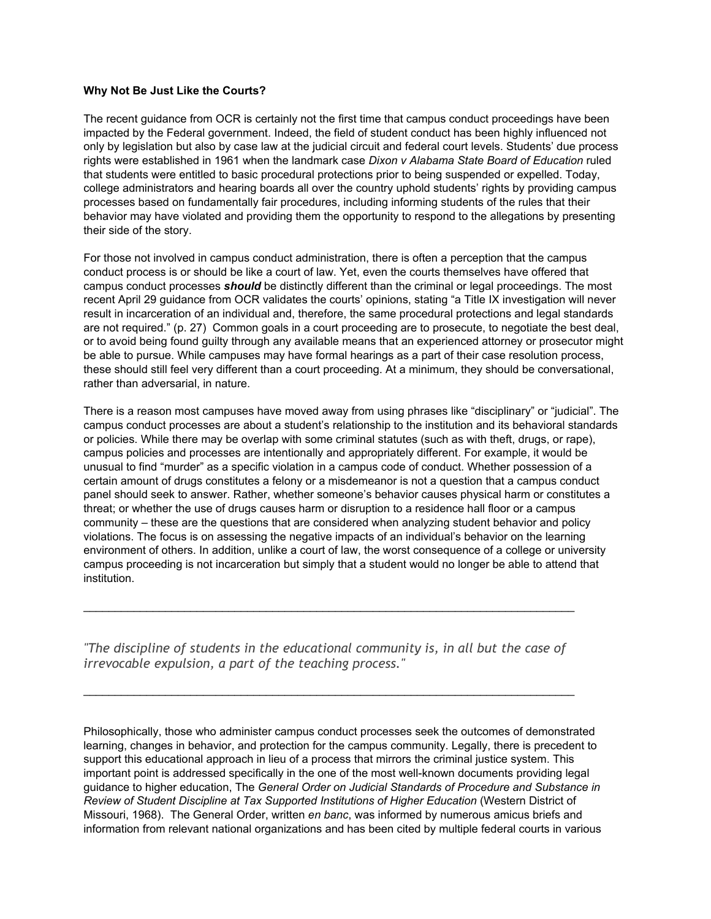**Why Not Be Just Like the Courts?**

The recent guidance from OCR is certainly not the first time that campus conduct proceedings have been impacted by the Federal government. Indeed, the field of student conduct has been highly influenced not only by legislation but also by case law at the judicial circuit and federal court levels. Students' due process rights were established in 1961 when the landmark case *Dixon v Alabama State Board of Education* ruled that students were entitled to basic procedural protections prior to being suspended or expelled. Today, college administrators and hearing boards all over the country uphold students' rights by providing campus processes based on fundamentally fair procedures, including informing students of the rules that their behavior may have violated and providing them the opportunity to respond to the allegations by presenting their side of the story.

For those not involved in campus conduct administration, there is often a perception that the campus conduct process is or should be like a court of law. Yet, even the courts themselves have offered that campus conduct processes ***should*** be distinctly different than the criminal or legal proceedings. The most recent April 29 guidance from OCR validates the courts' opinions, stating "a Title IX investigation will never result in incarceration of an individual and, therefore, the same procedural protections and legal standards are not required." (p. 27) Common goals in a court proceeding are to prosecute, to negotiate the best deal, or to avoid being found guilty through any available means that an experienced attorney or prosecutor might be able to pursue. While campuses may have formal hearings as a part of their case resolution process, these should still feel very different than a court proceeding. At a minimum, they should be conversational, rather than adversarial, in nature.

There is a reason most campuses have moved away from using phrases like "disciplinary" or "judicial". The campus conduct processes are about a student's relationship to the institution and its behavioral standards or policies. While there may be overlap with some criminal statutes (such as with theft, drugs, or rape), campus policies and processes are intentionally and appropriately different. For example, it would be unusual to find "murder" as a specific violation in a campus code of conduct. Whether possession of a certain amount of drugs constitutes a felony or a misdemeanor is not a question that a campus conduct panel should seek to answer. Rather, whether someone's behavior causes physical harm or constitutes a threat; or whether the use of drugs causes harm or disruption to a residence hall floor or a campus community – these are the questions that are considered when analyzing student behavior and policy violations. The focus is on assessing the negative impacts of an individual's behavior on the learning environment of others. In addition, unlike a court of law, the worst consequence of a college or university campus proceeding is not incarceration but simply that a student would no longer be able to attend that institution.

---

*"The discipline of students in the educational community is, in all but the case of irrevocable expulsion, a part of the teaching process."*

---

Philosophically, those who administer campus conduct processes seek the outcomes of demonstrated learning, changes in behavior, and protection for the campus community. Legally, there is precedent to support this educational approach in lieu of a process that mirrors the criminal justice system. This important point is addressed specifically in the one of the most well-known documents providing legal guidance to higher education, The *General Order on Judicial Standards of Procedure and Substance in Review of Student Discipline at Tax Supported Institutions of Higher Education* (Western District of Missouri, 1968). The General Order, written *en banc*, was informed by numerous amicus briefs and information from relevant national organizations and has been cited by multiple federal courts in various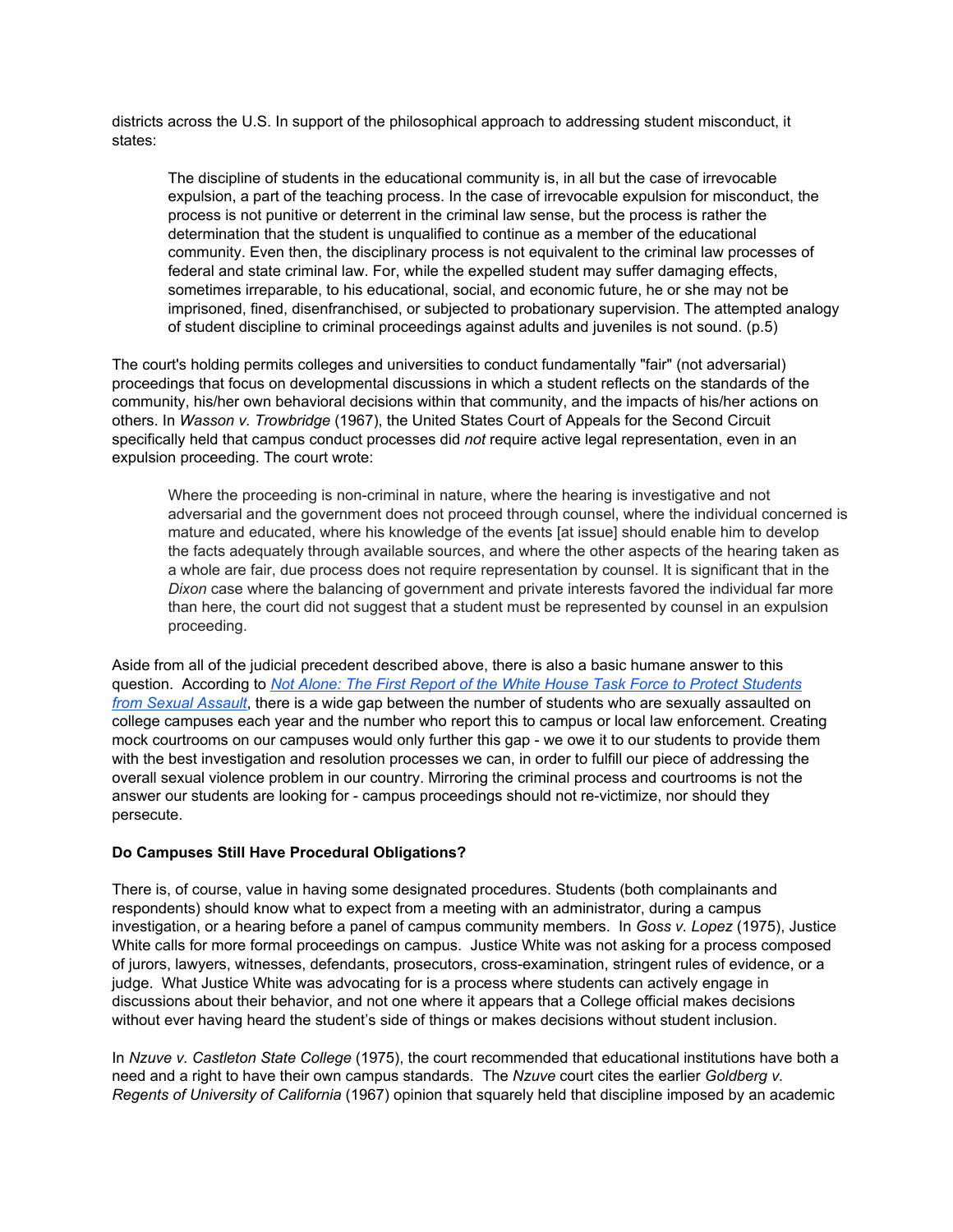districts across the U.S. In support of the philosophical approach to addressing student misconduct, it states:

> The discipline of students in the educational community is, in all but the case of irrevocable expulsion, a part of the teaching process. In the case of irrevocable expulsion for misconduct, the process is not punitive or deterrent in the criminal law sense, but the process is rather the determination that the student is unqualified to continue as a member of the educational community. Even then, the disciplinary process is not equivalent to the criminal law processes of federal and state criminal law. For, while the expelled student may suffer damaging effects, sometimes irreparable, to his educational, social, and economic future, he or she may not be imprisoned, fined, disenfranchised, or subjected to probationary supervision. The attempted analogy of student discipline to criminal proceedings against adults and juveniles is not sound. (p.5)

The court's holding permits colleges and universities to conduct fundamentally "fair" (not adversarial) proceedings that focus on developmental discussions in which a student reflects on the standards of the community, his/her own behavioral decisions within that community, and the impacts of his/her actions on others. In *Wasson v. Trowbridge* (1967), the United States Court of Appeals for the Second Circuit specifically held that campus conduct processes did *not* require active legal representation, even in an expulsion proceeding. The court wrote:

> Where the proceeding is non-criminal in nature, where the hearing is investigative and not adversarial and the government does not proceed through counsel, where the individual concerned is mature and educated, where his knowledge of the events [at issue] should enable him to develop the facts adequately through available sources, and where the other aspects of the hearing taken as a whole are fair, due process does not require representation by counsel. It is significant that in the *Dixon* case where the balancing of government and private interests favored the individual far more than here, the court did not suggest that a student must be represented by counsel in an expulsion proceeding.

Aside from all of the judicial precedent described above, there is also a basic humane answer to this question. According to *Not Alone: The First Report of the White House Task Force to Protect Students from Sexual Assault*, there is a wide gap between the number of students who are sexually assaulted on college campuses each year and the number who report this to campus or local law enforcement. Creating mock courtrooms on our campuses would only further this gap - we owe it to our students to provide them with the best investigation and resolution processes we can, in order to fulfill our piece of addressing the overall sexual violence problem in our country. Mirroring the criminal process and courtrooms is not the answer our students are looking for - campus proceedings should not re-victimize, nor should they persecute.

**Do Campuses Still Have Procedural Obligations?**

There is, of course, value in having some designated procedures. Students (both complainants and respondents) should know what to expect from a meeting with an administrator, during a campus investigation, or a hearing before a panel of campus community members. In *Goss v. Lopez* (1975), Justice White calls for more formal proceedings on campus. Justice White was not asking for a process composed of jurors, lawyers, witnesses, defendants, prosecutors, cross-examination, stringent rules of evidence, or a judge. What Justice White was advocating for is a process where students can actively engage in discussions about their behavior, and not one where it appears that a College official makes decisions without ever having heard the student's side of things or makes decisions without student inclusion.

In *Nzuve v. Castleton State College* (1975), the court recommended that educational institutions have both a need and a right to have their own campus standards. The *Nzuve* court cites the earlier *Goldberg v. Regents of University of California* (1967) opinion that squarely held that discipline imposed by an academic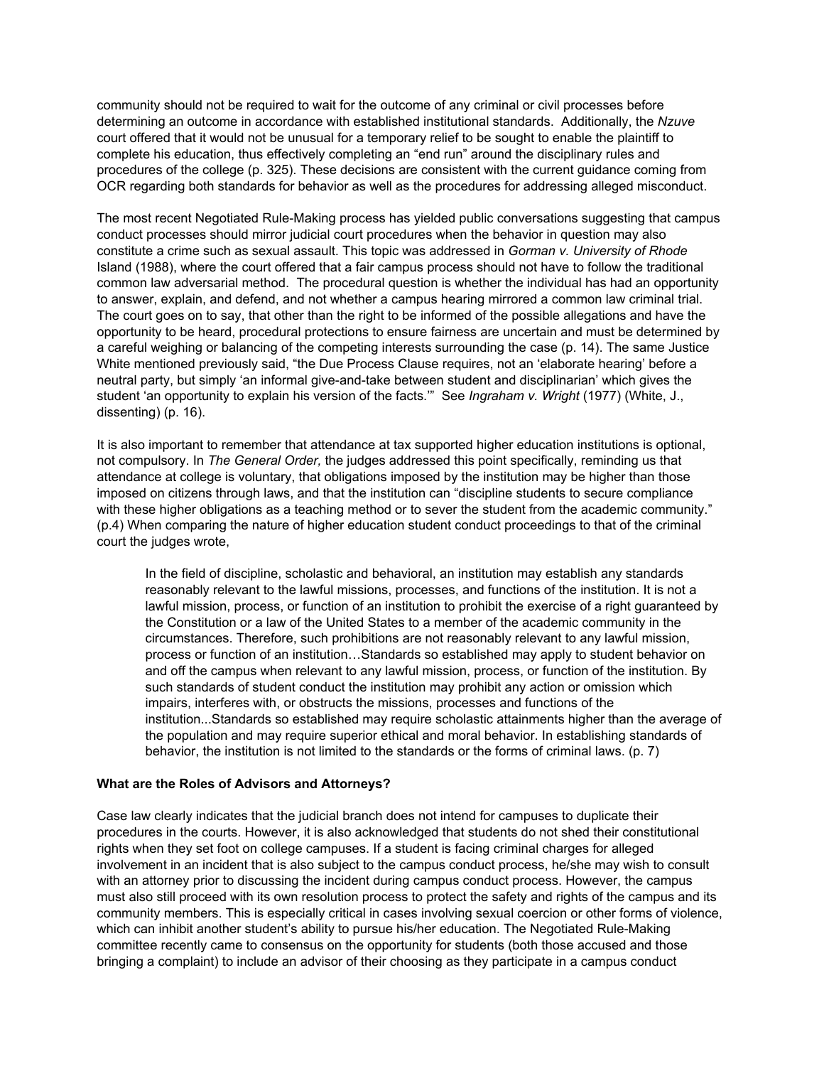community should not be required to wait for the outcome of any criminal or civil processes before determining an outcome in accordance with established institutional standards. Additionally, the *Nzuve* court offered that it would not be unusual for a temporary relief to be sought to enable the plaintiff to complete his education, thus effectively completing an "end run" around the disciplinary rules and procedures of the college (p. 325). These decisions are consistent with the current guidance coming from OCR regarding both standards for behavior as well as the procedures for addressing alleged misconduct.

The most recent Negotiated Rule-Making process has yielded public conversations suggesting that campus conduct processes should mirror judicial court procedures when the behavior in question may also constitute a crime such as sexual assault. This topic was addressed in *Gorman v. University of Rhode* Island (1988), where the court offered that a fair campus process should not have to follow the traditional common law adversarial method. The procedural question is whether the individual has had an opportunity to answer, explain, and defend, and not whether a campus hearing mirrored a common law criminal trial. The court goes on to say, that other than the right to be informed of the possible allegations and have the opportunity to be heard, procedural protections to ensure fairness are uncertain and must be determined by a careful weighing or balancing of the competing interests surrounding the case (p. 14). The same Justice White mentioned previously said, "the Due Process Clause requires, not an 'elaborate hearing' before a neutral party, but simply 'an informal give-and-take between student and disciplinarian' which gives the student 'an opportunity to explain his version of the facts.'" See *Ingraham v. Wright* (1977) (White, J., dissenting) (p. 16).

It is also important to remember that attendance at tax supported higher education institutions is optional, not compulsory. In *The General Order,* the judges addressed this point specifically, reminding us that attendance at college is voluntary, that obligations imposed by the institution may be higher than those imposed on citizens through laws, and that the institution can "discipline students to secure compliance with these higher obligations as a teaching method or to sever the student from the academic community." (p.4) When comparing the nature of higher education student conduct proceedings to that of the criminal court the judges wrote,

> In the field of discipline, scholastic and behavioral, an institution may establish any standards reasonably relevant to the lawful missions, processes, and functions of the institution. It is not a lawful mission, process, or function of an institution to prohibit the exercise of a right guaranteed by the Constitution or a law of the United States to a member of the academic community in the circumstances. Therefore, such prohibitions are not reasonably relevant to any lawful mission, process or function of an institution…Standards so established may apply to student behavior on and off the campus when relevant to any lawful mission, process, or function of the institution. By such standards of student conduct the institution may prohibit any action or omission which impairs, interferes with, or obstructs the missions, processes and functions of the institution...Standards so established may require scholastic attainments higher than the average of the population and may require superior ethical and moral behavior. In establishing standards of behavior, the institution is not limited to the standards or the forms of criminal laws. (p. 7)

**What are the Roles of Advisors and Attorneys?**

Case law clearly indicates that the judicial branch does not intend for campuses to duplicate their procedures in the courts. However, it is also acknowledged that students do not shed their constitutional rights when they set foot on college campuses. If a student is facing criminal charges for alleged involvement in an incident that is also subject to the campus conduct process, he/she may wish to consult with an attorney prior to discussing the incident during campus conduct process. However, the campus must also still proceed with its own resolution process to protect the safety and rights of the campus and its community members. This is especially critical in cases involving sexual coercion or other forms of violence, which can inhibit another student's ability to pursue his/her education. The Negotiated Rule-Making committee recently came to consensus on the opportunity for students (both those accused and those bringing a complaint) to include an advisor of their choosing as they participate in a campus conduct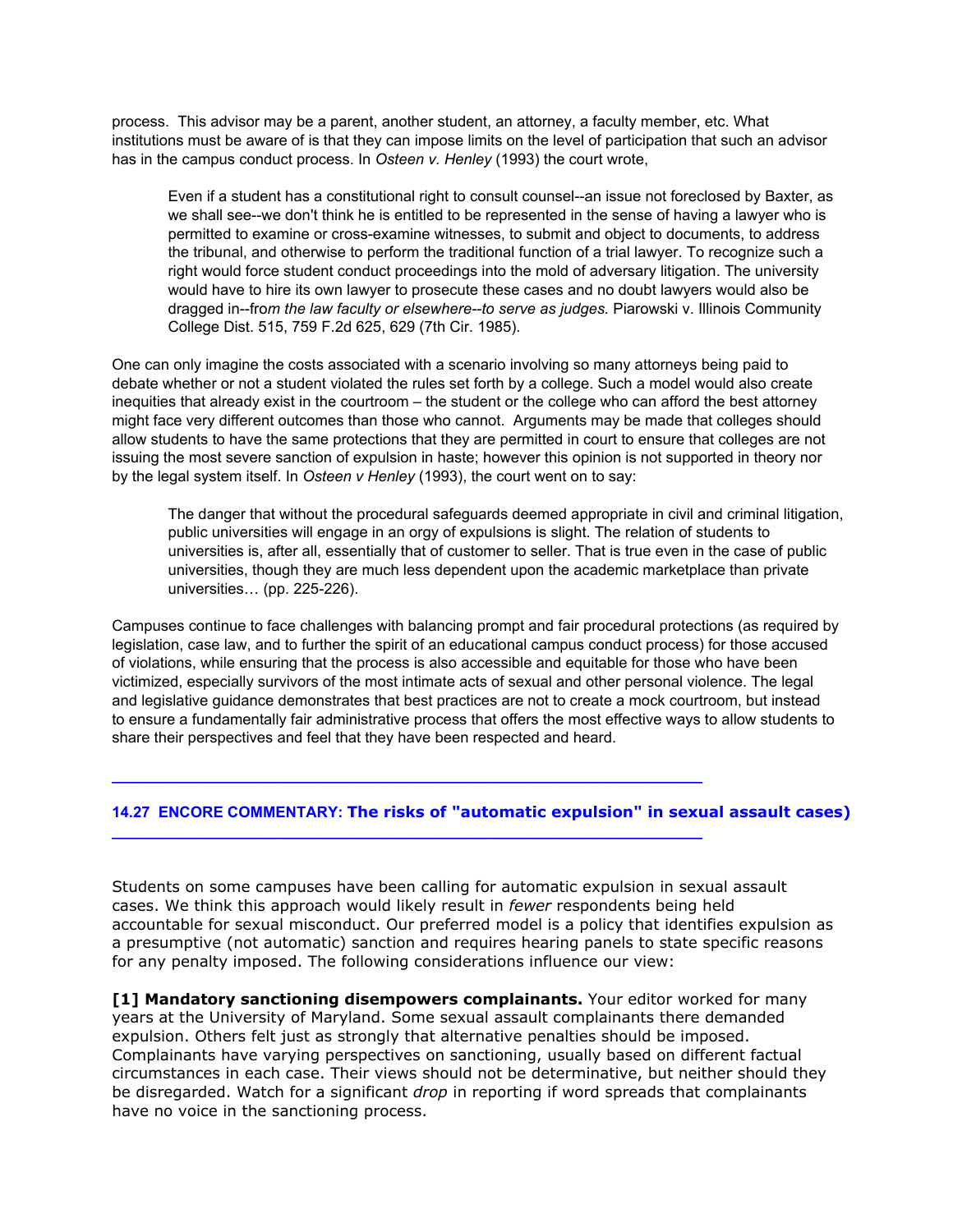process. This advisor may be a parent, another student, an attorney, a faculty member, etc. What institutions must be aware of is that they can impose limits on the level of participation that such an advisor has in the campus conduct process. In *Osteen v. Henley* (1993) the court wrote,

> Even if a student has a constitutional right to consult counsel--an issue not foreclosed by Baxter, as we shall see--we don't think he is entitled to be represented in the sense of having a lawyer who is permitted to examine or cross-examine witnesses, to submit and object to documents, to address the tribunal, and otherwise to perform the traditional function of a trial lawyer. To recognize such a right would force student conduct proceedings into the mold of adversary litigation. The university would have to hire its own lawyer to prosecute these cases and no doubt lawyers would also be dragged in--fro*m the law faculty or elsewhere--to serve as judges.* Piarowski v. Illinois Community College Dist. 515, 759 F.2d 625, 629 (7th Cir. 1985).

One can only imagine the costs associated with a scenario involving so many attorneys being paid to debate whether or not a student violated the rules set forth by a college. Such a model would also create inequities that already exist in the courtroom – the student or the college who can afford the best attorney might face very different outcomes than those who cannot. Arguments may be made that colleges should allow students to have the same protections that they are permitted in court to ensure that colleges are not issuing the most severe sanction of expulsion in haste; however this opinion is not supported in theory nor by the legal system itself. In *Osteen v Henley* (1993), the court went on to say:

> The danger that without the procedural safeguards deemed appropriate in civil and criminal litigation, public universities will engage in an orgy of expulsions is slight. The relation of students to universities is, after all, essentially that of customer to seller. That is true even in the case of public universities, though they are much less dependent upon the academic marketplace than private universities… (pp. 225-226).

Campuses continue to face challenges with balancing prompt and fair procedural protections (as required by legislation, case law, and to further the spirit of an educational campus conduct process) for those accused of violations, while ensuring that the process is also accessible and equitable for those who have been victimized, especially survivors of the most intimate acts of sexual and other personal violence. The legal and legislative guidance demonstrates that best practices are not to create a mock courtroom, but instead to ensure a fundamentally fair administrative process that offers the most effective ways to allow students to share their perspectives and feel that they have been respected and heard.

---

## 14.27 ENCORE COMMENTARY: The risks of "automatic expulsion" in sexual assault cases)

---

Students on some campuses have been calling for automatic expulsion in sexual assault cases. We think this approach would likely result in *fewer* respondents being held accountable for sexual misconduct. Our preferred model is a policy that identifies expulsion as a presumptive (not automatic) sanction and requires hearing panels to state specific reasons for any penalty imposed. The following considerations influence our view:

**[1] Mandatory sanctioning disempowers complainants.** Your editor worked for many years at the University of Maryland. Some sexual assault complainants there demanded expulsion. Others felt just as strongly that alternative penalties should be imposed. Complainants have varying perspectives on sanctioning, usually based on different factual circumstances in each case. Their views should not be determinative, but neither should they be disregarded. Watch for a significant *drop* in reporting if word spreads that complainants have no voice in the sanctioning process.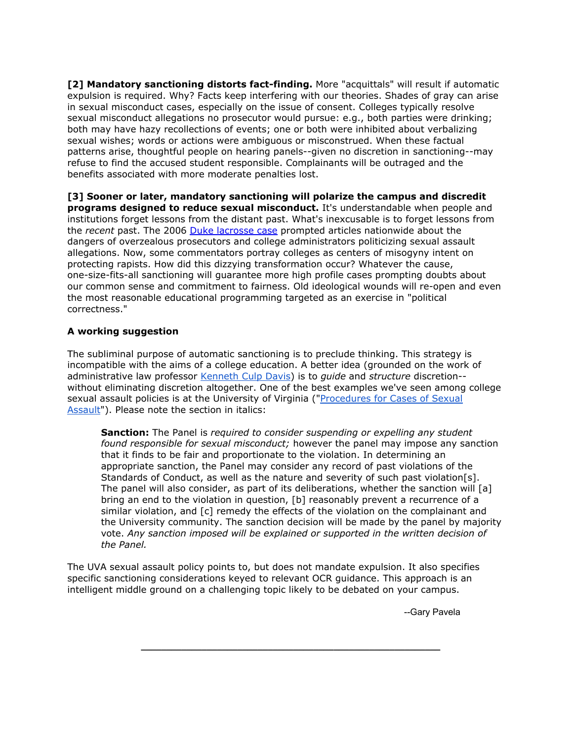**[2] Mandatory sanctioning distorts fact-finding.** More "acquittals" will result if automatic expulsion is required. Why? Facts keep interfering with our theories. Shades of gray can arise in sexual misconduct cases, especially on the issue of consent. Colleges typically resolve sexual misconduct allegations no prosecutor would pursue: e.g., both parties were drinking; both may have hazy recollections of events; one or both were inhibited about verbalizing sexual wishes; words or actions were ambiguous or misconstrued. When these factual patterns arise, thoughtful people on hearing panels--given no discretion in sanctioning--may refuse to find the accused student responsible. Complainants will be outraged and the benefits associated with more moderate penalties lost.

**[3] Sooner or later, mandatory sanctioning will polarize the campus and discredit programs designed to reduce sexual misconduct.** It's understandable when people and institutions forget lessons from the distant past. What's inexcusable is to forget lessons from the *recent* past. The 2006 Duke lacrosse case prompted articles nationwide about the dangers of overzealous prosecutors and college administrators politicizing sexual assault allegations. Now, some commentators portray colleges as centers of misogyny intent on protecting rapists. How did this dizzying transformation occur? Whatever the cause, one-size-fits-all sanctioning will guarantee more high profile cases prompting doubts about our common sense and commitment to fairness. Old ideological wounds will re-open and even the most reasonable educational programming targeted as an exercise in "political correctness."

**A working suggestion**

The subliminal purpose of automatic sanctioning is to preclude thinking. This strategy is incompatible with the aims of a college education. A better idea (grounded on the work of administrative law professor Kenneth Culp Davis) is to *guide* and *structure* discretion--without eliminating discretion altogether. One of the best examples we've seen among college sexual assault policies is at the University of Virginia ("Procedures for Cases of Sexual Assault"). Please note the section in italics:

> **Sanction:** The Panel is *required to consider suspending or expelling any student found responsible for sexual misconduct;* however the panel may impose any sanction that it finds to be fair and proportionate to the violation. In determining an appropriate sanction, the Panel may consider any record of past violations of the Standards of Conduct, as well as the nature and severity of such past violation[s]. The panel will also consider, as part of its deliberations, whether the sanction will [a] bring an end to the violation in question, [b] reasonably prevent a recurrence of a similar violation, and [c] remedy the effects of the violation on the complainant and the University community. The sanction decision will be made by the panel by majority vote. *Any sanction imposed will be explained or supported in the written decision of the Panel.*

The UVA sexual assault policy points to, but does not mandate expulsion. It also specifies specific sanctioning considerations keyed to relevant OCR guidance. This approach is an intelligent middle ground on a challenging topic likely to be debated on your campus.

--Gary Pavela

---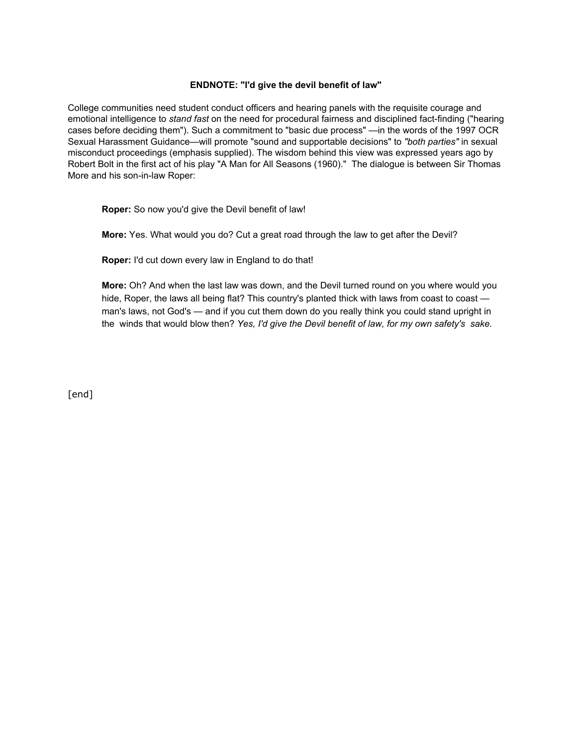**ENDNOTE: "I'd give the devil benefit of law"**

College communities need student conduct officers and hearing panels with the requisite courage and emotional intelligence to *stand fast* on the need for procedural fairness and disciplined fact-finding ("hearing cases before deciding them"). Such a commitment to "basic due process" —in the words of the 1997 OCR Sexual Harassment Guidance—will promote "sound and supportable decisions" to *"both parties"* in sexual misconduct proceedings (emphasis supplied). The wisdom behind this view was expressed years ago by Robert Bolt in the first act of his play "A Man for All Seasons (1960)." The dialogue is between Sir Thomas More and his son-in-law Roper:

> **Roper:** So now you'd give the Devil benefit of law!
>
> **More:** Yes. What would you do? Cut a great road through the law to get after the Devil?
>
> **Roper:** I'd cut down every law in England to do that!
>
> **More:** Oh? And when the last law was down, and the Devil turned round on you where would you hide, Roper, the laws all being flat? This country's planted thick with laws from coast to coast — man's laws, not God's — and if you cut them down do you really think you could stand upright in the winds that would blow then? *Yes, I'd give the Devil benefit of law, for my own safety's sake.*

[end]